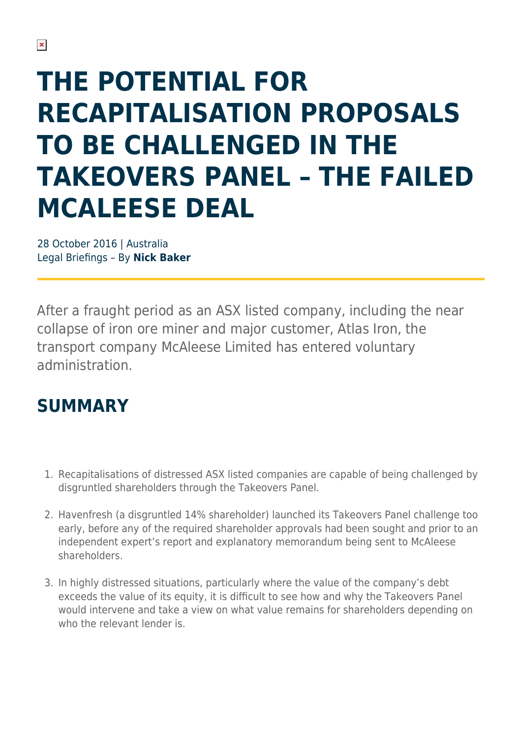# THE POTENTIAL FOR RECAPITALISATION PROPOSALS TO BE CHALLENGED IN THE TAKEOVERS PANEL – THE FAILED MCALEESE DEAL

28 October 2016 | Australia
Legal Briefings – By **Nick Baker**

After a fraught period as an ASX listed company, including the near collapse of iron ore miner and major customer, Atlas Iron, the transport company McAleese Limited has entered voluntary administration.

## SUMMARY

1. Recapitalisations of distressed ASX listed companies are capable of being challenged by disgruntled shareholders through the Takeovers Panel.
2. Havenfresh (a disgruntled 14% shareholder) launched its Takeovers Panel challenge too early, before any of the required shareholder approvals had been sought and prior to an independent expert's report and explanatory memorandum being sent to McAleese shareholders.
3. In highly distressed situations, particularly where the value of the company's debt exceeds the value of its equity, it is difficult to see how and why the Takeovers Panel would intervene and take a view on what value remains for shareholders depending on who the relevant lender is.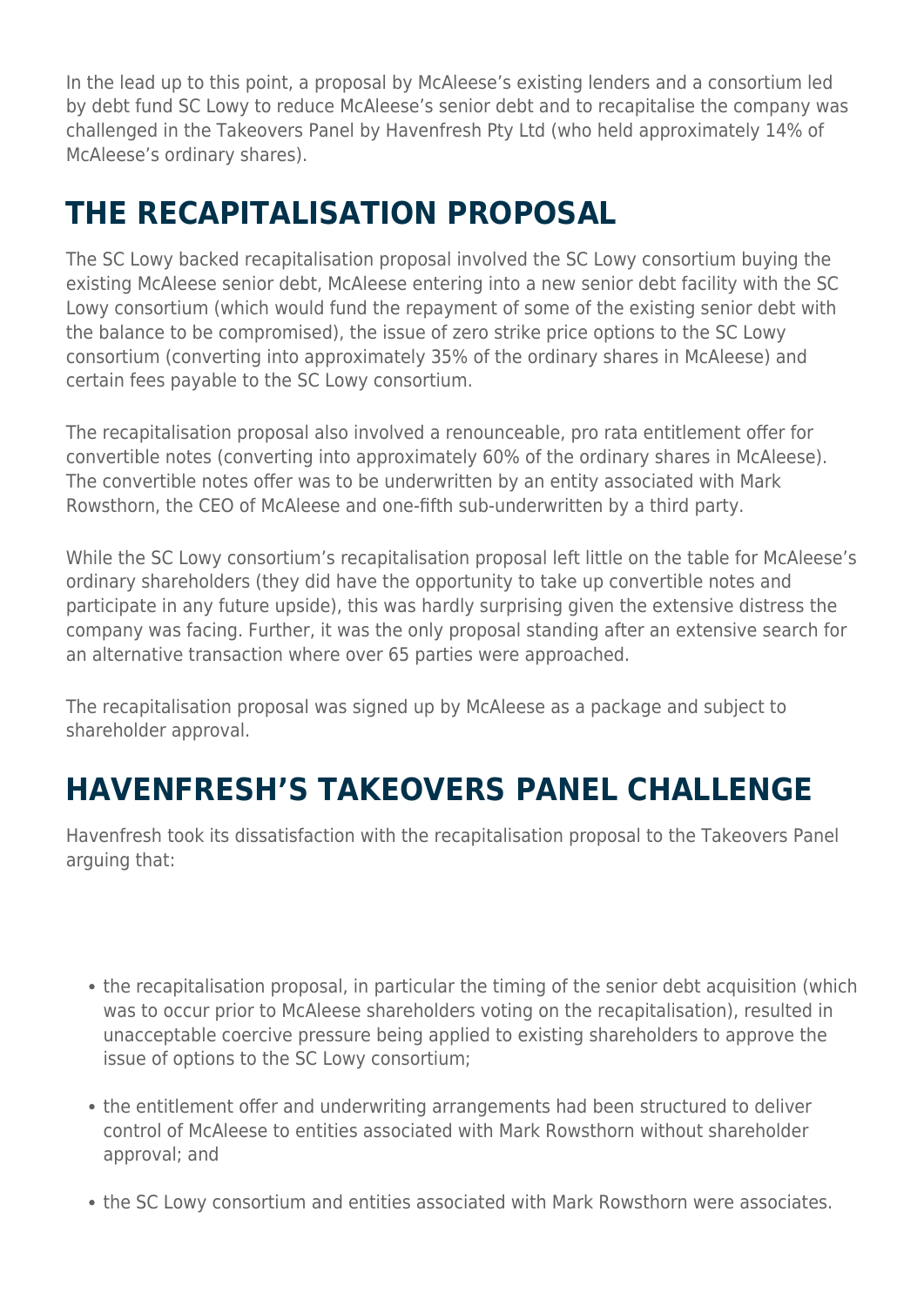In the lead up to this point, a proposal by McAleese's existing lenders and a consortium led by debt fund SC Lowy to reduce McAleese's senior debt and to recapitalise the company was challenged in the Takeovers Panel by Havenfresh Pty Ltd (who held approximately 14% of McAleese's ordinary shares).

## THE RECAPITALISATION PROPOSAL

The SC Lowy backed recapitalisation proposal involved the SC Lowy consortium buying the existing McAleese senior debt, McAleese entering into a new senior debt facility with the SC Lowy consortium (which would fund the repayment of some of the existing senior debt with the balance to be compromised), the issue of zero strike price options to the SC Lowy consortium (converting into approximately 35% of the ordinary shares in McAleese) and certain fees payable to the SC Lowy consortium.

The recapitalisation proposal also involved a renounceable, pro rata entitlement offer for convertible notes (converting into approximately 60% of the ordinary shares in McAleese). The convertible notes offer was to be underwritten by an entity associated with Mark Rowsthorn, the CEO of McAleese and one-fifth sub-underwritten by a third party.

While the SC Lowy consortium's recapitalisation proposal left little on the table for McAleese's ordinary shareholders (they did have the opportunity to take up convertible notes and participate in any future upside), this was hardly surprising given the extensive distress the company was facing. Further, it was the only proposal standing after an extensive search for an alternative transaction where over 65 parties were approached.

The recapitalisation proposal was signed up by McAleese as a package and subject to shareholder approval.

## HAVENFRESH'S TAKEOVERS PANEL CHALLENGE

Havenfresh took its dissatisfaction with the recapitalisation proposal to the Takeovers Panel arguing that:

- the recapitalisation proposal, in particular the timing of the senior debt acquisition (which was to occur prior to McAleese shareholders voting on the recapitalisation), resulted in unacceptable coercive pressure being applied to existing shareholders to approve the issue of options to the SC Lowy consortium;
- the entitlement offer and underwriting arrangements had been structured to deliver control of McAleese to entities associated with Mark Rowsthorn without shareholder approval; and
- the SC Lowy consortium and entities associated with Mark Rowsthorn were associates.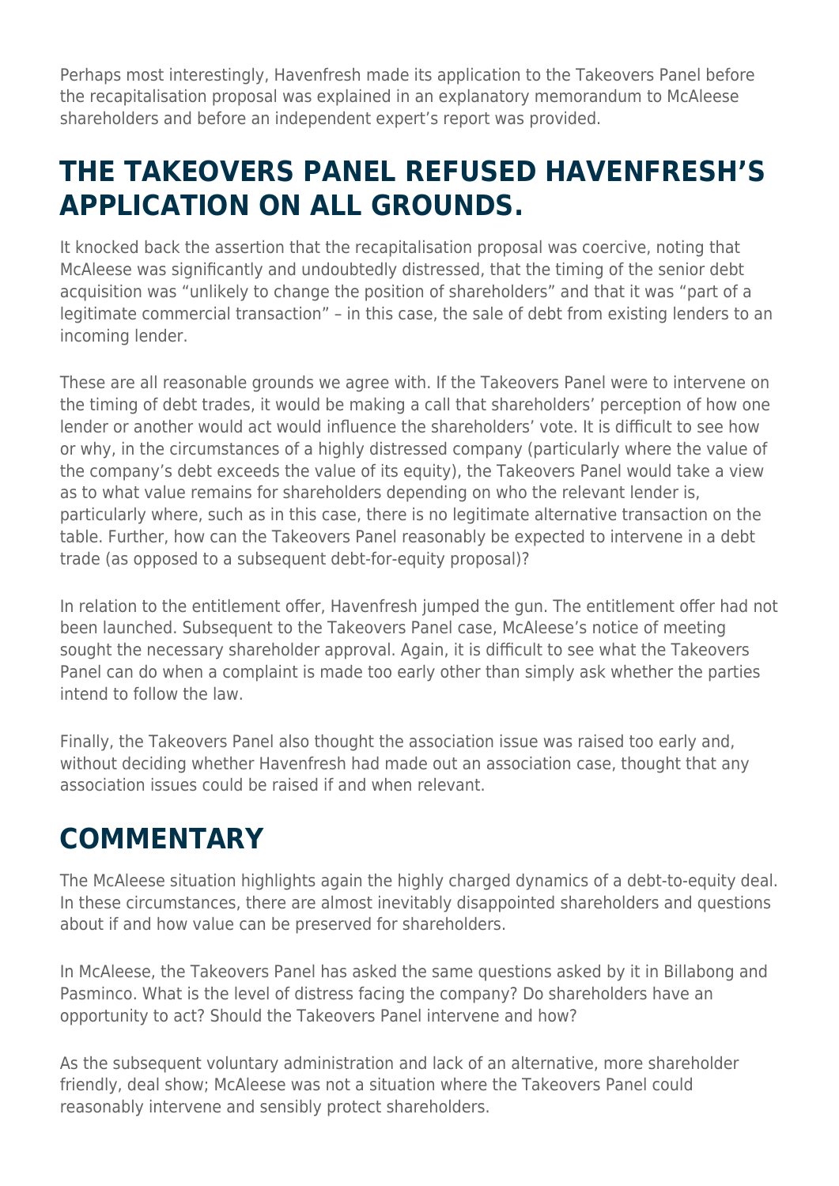Perhaps most interestingly, Havenfresh made its application to the Takeovers Panel before the recapitalisation proposal was explained in an explanatory memorandum to McAleese shareholders and before an independent expert's report was provided.

## THE TAKEOVERS PANEL REFUSED HAVENFRESH'S APPLICATION ON ALL GROUNDS.

It knocked back the assertion that the recapitalisation proposal was coercive, noting that McAleese was significantly and undoubtedly distressed, that the timing of the senior debt acquisition was "unlikely to change the position of shareholders" and that it was "part of a legitimate commercial transaction" – in this case, the sale of debt from existing lenders to an incoming lender.

These are all reasonable grounds we agree with. If the Takeovers Panel were to intervene on the timing of debt trades, it would be making a call that shareholders' perception of how one lender or another would act would influence the shareholders' vote. It is difficult to see how or why, in the circumstances of a highly distressed company (particularly where the value of the company's debt exceeds the value of its equity), the Takeovers Panel would take a view as to what value remains for shareholders depending on who the relevant lender is, particularly where, such as in this case, there is no legitimate alternative transaction on the table. Further, how can the Takeovers Panel reasonably be expected to intervene in a debt trade (as opposed to a subsequent debt-for-equity proposal)?

In relation to the entitlement offer, Havenfresh jumped the gun. The entitlement offer had not been launched. Subsequent to the Takeovers Panel case, McAleese's notice of meeting sought the necessary shareholder approval. Again, it is difficult to see what the Takeovers Panel can do when a complaint is made too early other than simply ask whether the parties intend to follow the law.

Finally, the Takeovers Panel also thought the association issue was raised too early and, without deciding whether Havenfresh had made out an association case, thought that any association issues could be raised if and when relevant.

## COMMENTARY

The McAleese situation highlights again the highly charged dynamics of a debt-to-equity deal. In these circumstances, there are almost inevitably disappointed shareholders and questions about if and how value can be preserved for shareholders.

In McAleese, the Takeovers Panel has asked the same questions asked by it in Billabong and Pasminco. What is the level of distress facing the company? Do shareholders have an opportunity to act? Should the Takeovers Panel intervene and how?

As the subsequent voluntary administration and lack of an alternative, more shareholder friendly, deal show; McAleese was not a situation where the Takeovers Panel could reasonably intervene and sensibly protect shareholders.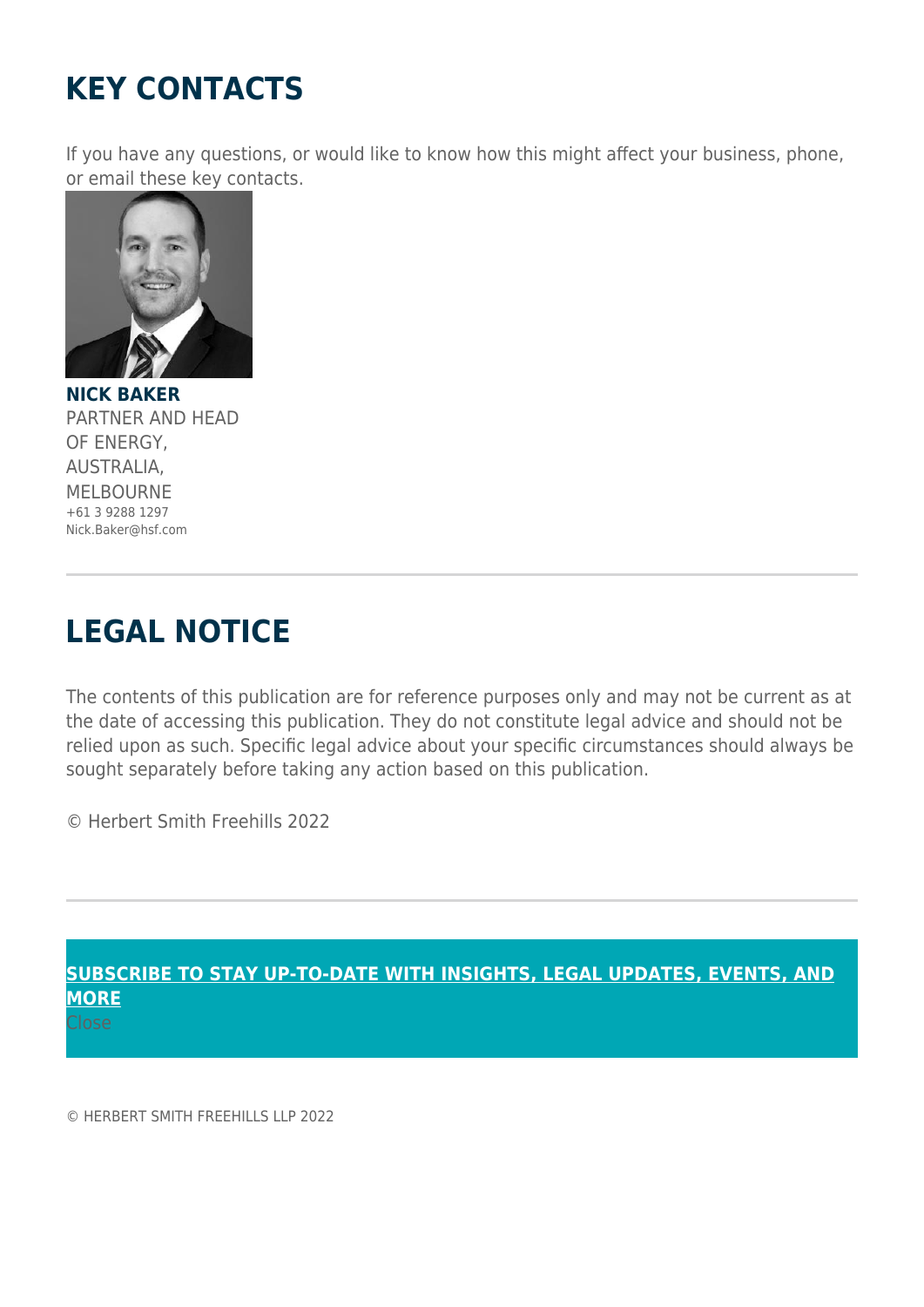## KEY CONTACTS

If you have any questions, or would like to know how this might affect your business, phone, or email these key contacts.

**NICK BAKER**
PARTNER AND HEAD OF ENERGY, AUSTRALIA, MELBOURNE
+61 3 9288 1297
Nick.Baker@hsf.com

## LEGAL NOTICE

The contents of this publication are for reference purposes only and may not be current as at the date of accessing this publication. They do not constitute legal advice and should not be relied upon as such. Specific legal advice about your specific circumstances should always be sought separately before taking any action based on this publication.

© Herbert Smith Freehills 2022

**SUBSCRIBE TO STAY UP-TO-DATE WITH INSIGHTS, LEGAL UPDATES, EVENTS, AND MORE**
Close

© HERBERT SMITH FREEHILLS LLP 2022